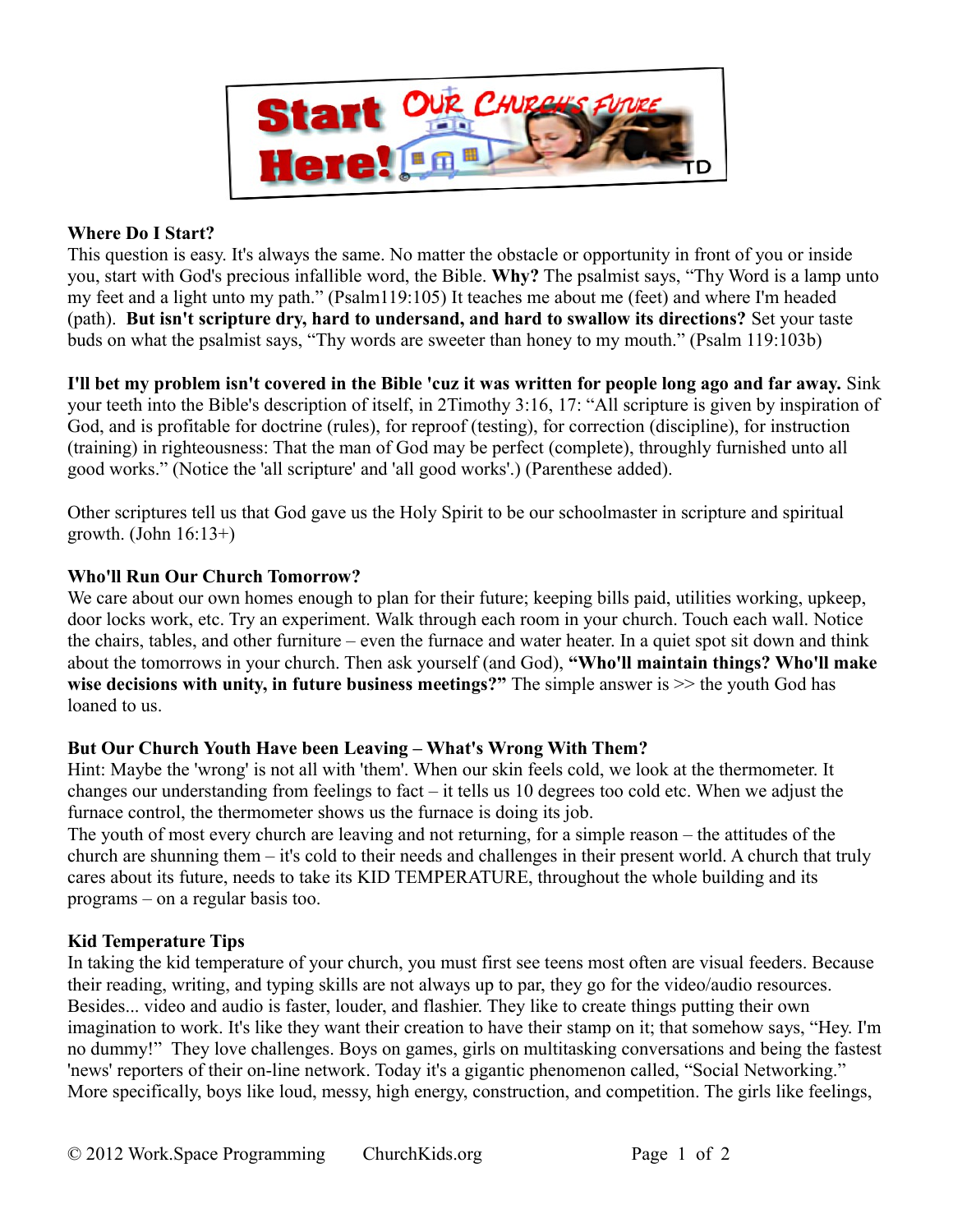**Start Here!** OUR CHURCH'S FUTURE

**Where Do I Start?**
This question is easy. It's always the same. No matter the obstacle or opportunity in front of you or inside you, start with God's precious infallible word, the Bible. **Why?** The psalmist says, "Thy Word is a lamp unto my feet and a light unto my path." (Psalm119:105) It teaches me about me (feet) and where I'm headed (path). **But isn't scripture dry, hard to undersand, and hard to swallow its directions?** Set your taste buds on what the psalmist says, "Thy words are sweeter than honey to my mouth." (Psalm 119:103b)

**I'll bet my problem isn't covered in the Bible 'cuz it was written for people long ago and far away.** Sink your teeth into the Bible's description of itself, in 2Timothy 3:16, 17: "All scripture is given by inspiration of God, and is profitable for doctrine (rules), for reproof (testing), for correction (discipline), for instruction (training) in righteousness: That the man of God may be perfect (complete), throughly furnished unto all good works." (Notice the 'all scripture' and 'all good works'.) (Parenthese added).

Other scriptures tell us that God gave us the Holy Spirit to be our schoolmaster in scripture and spiritual growth. (John 16:13+)

**Who'll Run Our Church Tomorrow?**
We care about our own homes enough to plan for their future; keeping bills paid, utilities working, upkeep, door locks work, etc. Try an experiment. Walk through each room in your church. Touch each wall. Notice the chairs, tables, and other furniture – even the furnace and water heater. In a quiet spot sit down and think about the tomorrows in your church. Then ask yourself (and God), **"Who'll maintain things? Who'll make wise decisions with unity, in future business meetings?"** The simple answer is >> the youth God has loaned to us.

**But Our Church Youth Have been Leaving – What's Wrong With Them?**
Hint: Maybe the 'wrong' is not all with 'them'. When our skin feels cold, we look at the thermometer. It changes our understanding from feelings to fact – it tells us 10 degrees too cold etc. When we adjust the furnace control, the thermometer shows us the furnace is doing its job.
The youth of most every church are leaving and not returning, for a simple reason – the attitudes of the church are shunning them – it's cold to their needs and challenges in their present world. A church that truly cares about its future, needs to take its KID TEMPERATURE, throughout the whole building and its programs – on a regular basis too.

**Kid Temperature Tips**
In taking the kid temperature of your church, you must first see teens most often are visual feeders. Because their reading, writing, and typing skills are not always up to par, they go for the video/audio resources. Besides... video and audio is faster, louder, and flashier. They like to create things putting their own imagination to work. It's like they want their creation to have their stamp on it; that somehow says, "Hey. I'm no dummy!" They love challenges. Boys on games, girls on multitasking conversations and being the fastest 'news' reporters of their on-line network. Today it's a gigantic phenomenon called, "Social Networking." More specifically, boys like loud, messy, high energy, construction, and competition. The girls like feelings,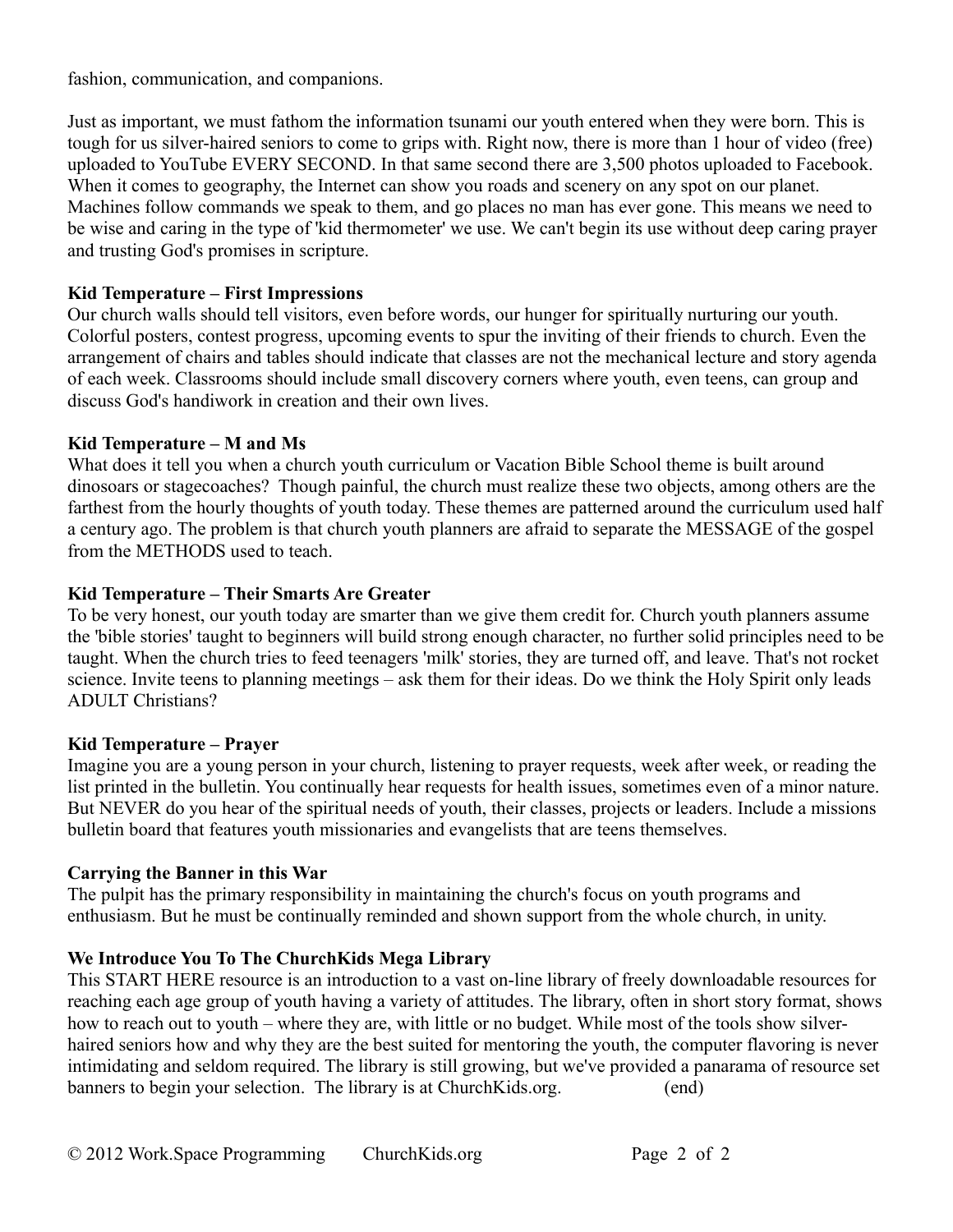fashion, communication, and companions.

Just as important, we must fathom the information tsunami our youth entered when they were born. This is tough for us silver-haired seniors to come to grips with. Right now, there is more than 1 hour of video (free) uploaded to YouTube EVERY SECOND. In that same second there are 3,500 photos uploaded to Facebook. When it comes to geography, the Internet can show you roads and scenery on any spot on our planet. Machines follow commands we speak to them, and go places no man has ever gone. This means we need to be wise and caring in the type of 'kid thermometer' we use. We can't begin its use without deep caring prayer and trusting God's promises in scripture.

**Kid Temperature – First Impressions**

Our church walls should tell visitors, even before words, our hunger for spiritually nurturing our youth. Colorful posters, contest progress, upcoming events to spur the inviting of their friends to church. Even the arrangement of chairs and tables should indicate that classes are not the mechanical lecture and story agenda of each week. Classrooms should include small discovery corners where youth, even teens, can group and discuss God's handiwork in creation and their own lives.

**Kid Temperature – M and Ms**

What does it tell you when a church youth curriculum or Vacation Bible School theme is built around dinosaurs or stagecoaches? Though painful, the church must realize these two objects, among others are the farthest from the hourly thoughts of youth today. These themes are patterned around the curriculum used half a century ago. The problem is that church youth planners are afraid to separate the MESSAGE of the gospel from the METHODS used to teach.

**Kid Temperature – Their Smarts Are Greater**

To be very honest, our youth today are smarter than we give them credit for. Church youth planners assume the 'bible stories' taught to beginners will build strong enough character, no further solid principles need to be taught. When the church tries to feed teenagers 'milk' stories, they are turned off, and leave. That's not rocket science. Invite teens to planning meetings – ask them for their ideas. Do we think the Holy Spirit only leads ADULT Christians?

**Kid Temperature – Prayer**

Imagine you are a young person in your church, listening to prayer requests, week after week, or reading the list printed in the bulletin. You continually hear requests for health issues, sometimes even of a minor nature. But NEVER do you hear of the spiritual needs of youth, their classes, projects or leaders. Include a missions bulletin board that features youth missionaries and evangelists that are teens themselves.

**Carrying the Banner in this War**

The pulpit has the primary responsibility in maintaining the church's focus on youth programs and enthusiasm. But he must be continually reminded and shown support from the whole church, in unity.

**We Introduce You To The ChurchKids Mega Library**

This START HERE resource is an introduction to a vast on-line library of freely downloadable resources for reaching each age group of youth having a variety of attitudes. The library, often in short story format, shows how to reach out to youth – where they are, with little or no budget. While most of the tools show silver-haired seniors how and why they are the best suited for mentoring the youth, the computer flavoring is never intimidating and seldom required. The library is still growing, but we've provided a panarama of resource set banners to begin your selection. The library is at ChurchKids.org. (end)

© 2012 Work.Space Programming ChurchKids.org